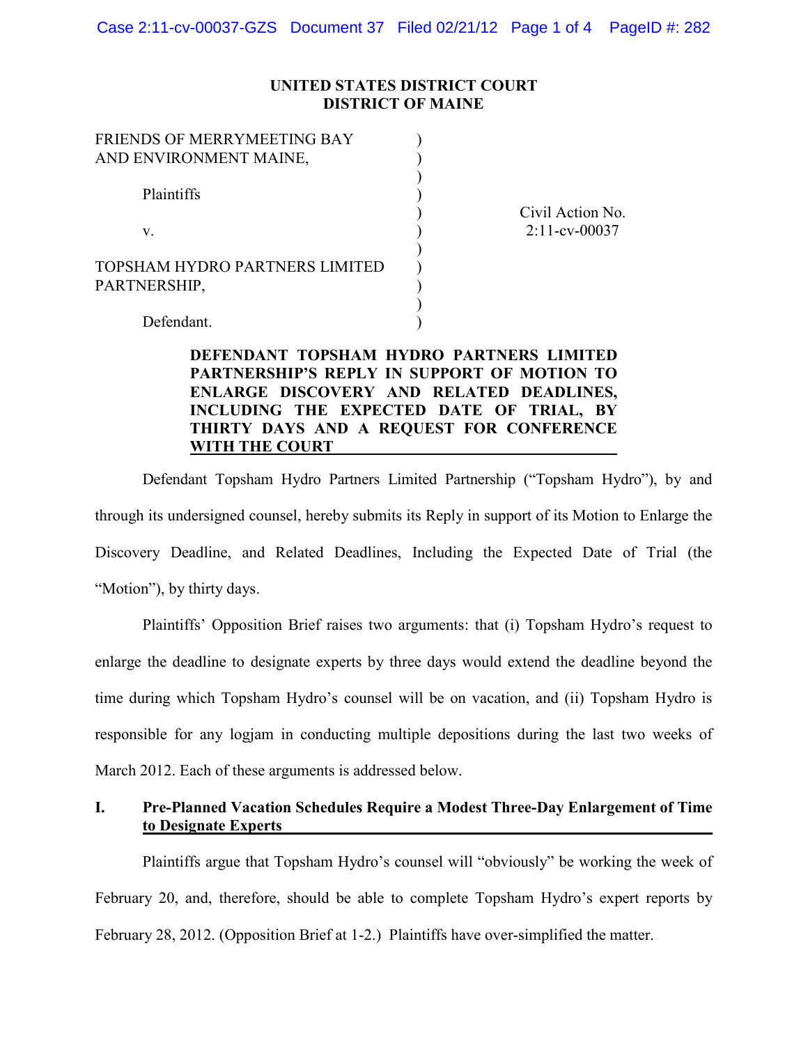**UNITED STATES DISTRICT COURT**
**DISTRICT OF MAINE**

| | | |
|---|---|---|
| FRIENDS OF MERRYMEETING BAY AND ENVIRONMENT MAINE, | ) | |
| Plaintiffs | ) | Civil Action No. 2:11-cv-00037 |
| v. | ) | |
| TOPSHAM HYDRO PARTNERS LIMITED PARTNERSHIP, | ) | |
| Defendant. | ) | |

**DEFENDANT TOPSHAM HYDRO PARTNERS LIMITED PARTNERSHIP'S REPLY IN SUPPORT OF MOTION TO ENLARGE DISCOVERY AND RELATED DEADLINES, INCLUDING THE EXPECTED DATE OF TRIAL, BY THIRTY DAYS AND A REQUEST FOR CONFERENCE WITH THE COURT**

Defendant Topsham Hydro Partners Limited Partnership ("Topsham Hydro"), by and through its undersigned counsel, hereby submits its Reply in support of its Motion to Enlarge the Discovery Deadline, and Related Deadlines, Including the Expected Date of Trial (the "Motion"), by thirty days.

Plaintiffs' Opposition Brief raises two arguments: that (i) Topsham Hydro's request to enlarge the deadline to designate experts by three days would extend the deadline beyond the time during which Topsham Hydro's counsel will be on vacation, and (ii) Topsham Hydro is responsible for any logjam in conducting multiple depositions during the last two weeks of March 2012. Each of these arguments is addressed below.

## I. Pre-Planned Vacation Schedules Require a Modest Three-Day Enlargement of Time to Designate Experts

Plaintiffs argue that Topsham Hydro's counsel will "obviously" be working the week of February 20, and, therefore, should be able to complete Topsham Hydro's expert reports by February 28, 2012. (Opposition Brief at 1-2.) Plaintiffs have over-simplified the matter.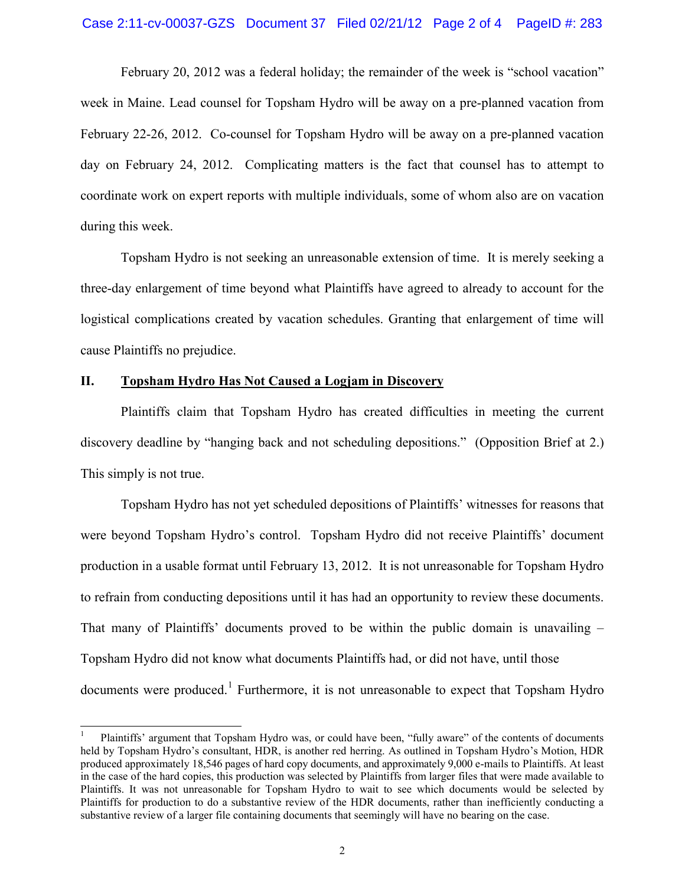February 20, 2012 was a federal holiday; the remainder of the week is "school vacation" week in Maine. Lead counsel for Topsham Hydro will be away on a pre-planned vacation from February 22-26, 2012. Co-counsel for Topsham Hydro will be away on a pre-planned vacation day on February 24, 2012. Complicating matters is the fact that counsel has to attempt to coordinate work on expert reports with multiple individuals, some of whom also are on vacation during this week.

Topsham Hydro is not seeking an unreasonable extension of time. It is merely seeking a three-day enlargement of time beyond what Plaintiffs have agreed to already to account for the logistical complications created by vacation schedules. Granting that enlargement of time will cause Plaintiffs no prejudice.

## II. <u>Topsham Hydro Has Not Caused a Logjam in Discovery</u>

Plaintiffs claim that Topsham Hydro has created difficulties in meeting the current discovery deadline by "hanging back and not scheduling depositions." (Opposition Brief at 2.) This simply is not true.

Topsham Hydro has not yet scheduled depositions of Plaintiffs' witnesses for reasons that were beyond Topsham Hydro's control. Topsham Hydro did not receive Plaintiffs' document production in a usable format until February 13, 2012. It is not unreasonable for Topsham Hydro to refrain from conducting depositions until it has had an opportunity to review these documents. That many of Plaintiffs' documents proved to be within the public domain is unavailing – Topsham Hydro did not know what documents Plaintiffs had, or did not have, until those documents were produced.[1] Furthermore, it is not unreasonable to expect that Topsham Hydro

---

[1] Plaintiffs' argument that Topsham Hydro was, or could have been, "fully aware" of the contents of documents held by Topsham Hydro's consultant, HDR, is another red herring. As outlined in Topsham Hydro's Motion, HDR produced approximately 18,546 pages of hard copy documents, and approximately 9,000 e-mails to Plaintiffs. At least in the case of the hard copies, this production was selected by Plaintiffs from larger files that were made available to Plaintiffs. It was not unreasonable for Topsham Hydro to wait to see which documents would be selected by Plaintiffs for production to do a substantive review of the HDR documents, rather than inefficiently conducting a substantive review of a larger file containing documents that seemingly will have no bearing on the case.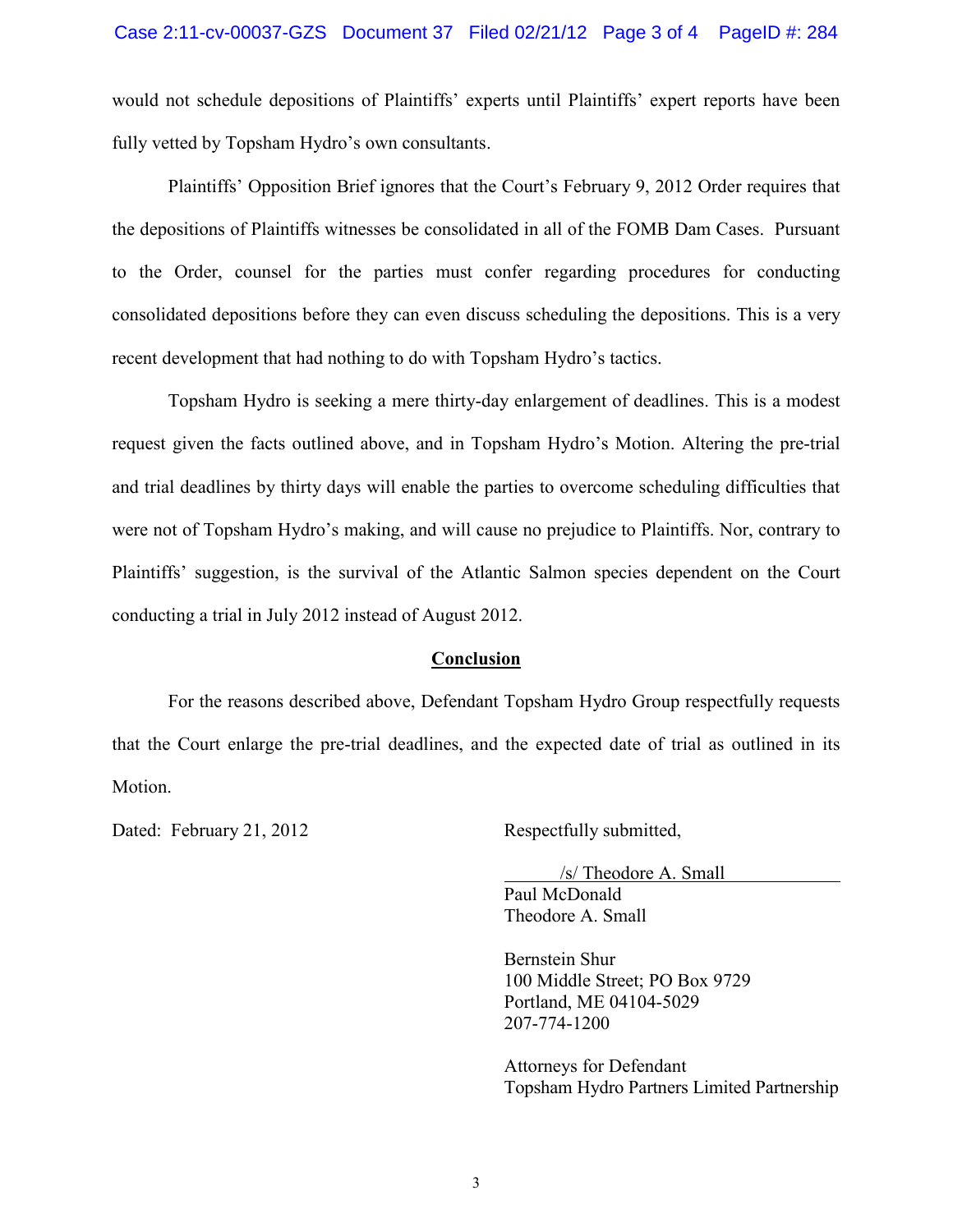would not schedule depositions of Plaintiffs' experts until Plaintiffs' expert reports have been fully vetted by Topsham Hydro's own consultants.

Plaintiffs' Opposition Brief ignores that the Court's February 9, 2012 Order requires that the depositions of Plaintiffs witnesses be consolidated in all of the FOMB Dam Cases. Pursuant to the Order, counsel for the parties must confer regarding procedures for conducting consolidated depositions before they can even discuss scheduling the depositions. This is a very recent development that had nothing to do with Topsham Hydro's tactics.

Topsham Hydro is seeking a mere thirty-day enlargement of deadlines. This is a modest request given the facts outlined above, and in Topsham Hydro's Motion. Altering the pre-trial and trial deadlines by thirty days will enable the parties to overcome scheduling difficulties that were not of Topsham Hydro's making, and will cause no prejudice to Plaintiffs. Nor, contrary to Plaintiffs' suggestion, is the survival of the Atlantic Salmon species dependent on the Court conducting a trial in July 2012 instead of August 2012.

## Conclusion

For the reasons described above, Defendant Topsham Hydro Group respectfully requests that the Court enlarge the pre-trial deadlines, and the expected date of trial as outlined in its Motion.

Dated: February 21, 2012

Respectfully submitted,

/s/ Theodore A. Small
Paul McDonald
Theodore A. Small

Bernstein Shur
100 Middle Street; PO Box 9729
Portland, ME 04104-5029
207-774-1200

Attorneys for Defendant
Topsham Hydro Partners Limited Partnership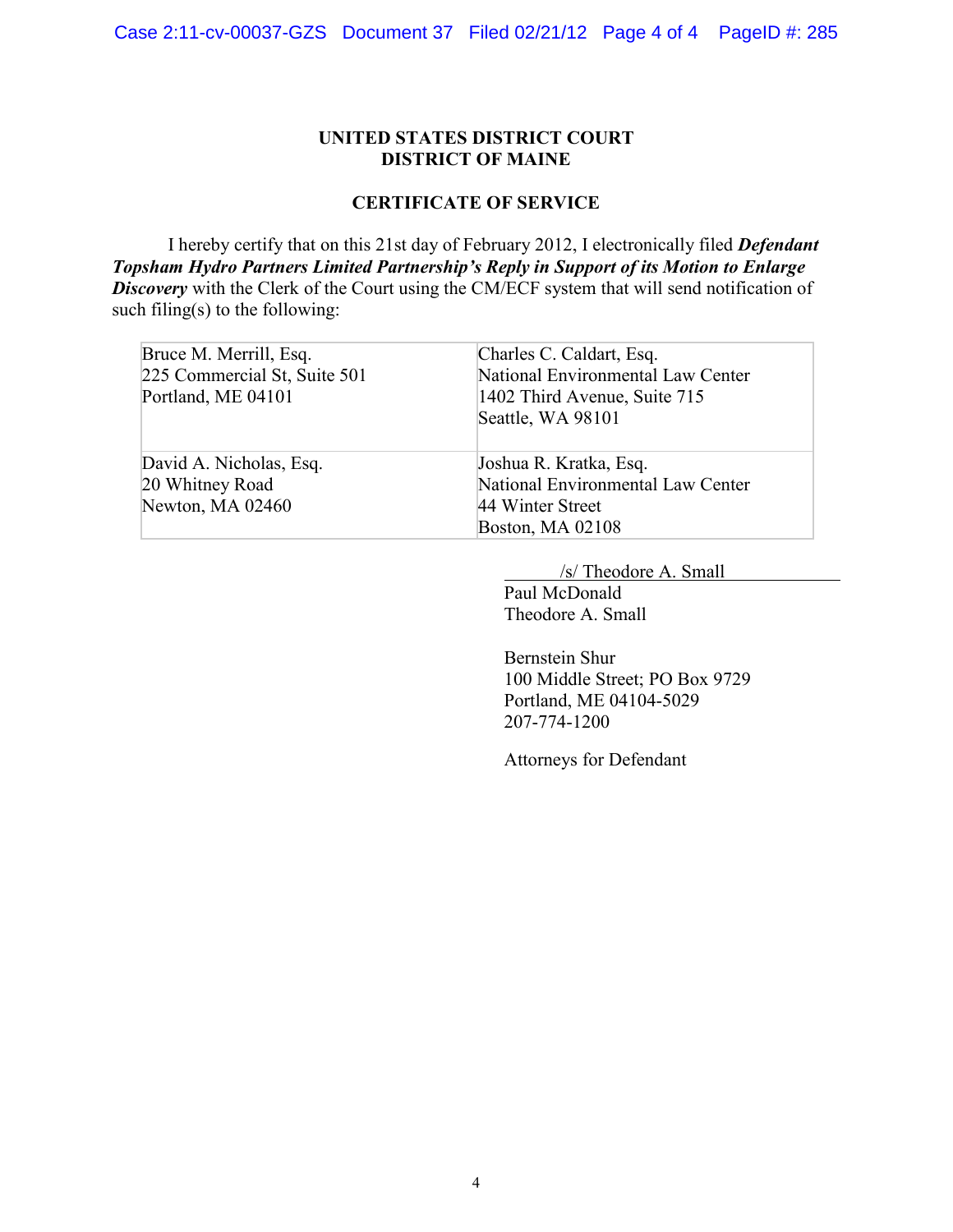**UNITED STATES DISTRICT COURT**
**DISTRICT OF MAINE**

**CERTIFICATE OF SERVICE**

I hereby certify that on this 21st day of February 2012, I electronically filed ***Defendant Topsham Hydro Partners Limited Partnership's Reply in Support of its Motion to Enlarge Discovery*** with the Clerk of the Court using the CM/ECF system that will send notification of such filing(s) to the following:

| | |
|---|---|
| Bruce M. Merrill, Esq.<br>225 Commercial St, Suite 501<br>Portland, ME 04101 | Charles C. Caldart, Esq.<br>National Environmental Law Center<br>1402 Third Avenue, Suite 715<br>Seattle, WA 98101 |
| David A. Nicholas, Esq.<br>20 Whitney Road<br>Newton, MA 02460 | Joshua R. Kratka, Esq.<br>National Environmental Law Center<br>44 Winter Street<br>Boston, MA 02108 |

/s/ Theodore A. Small
Paul McDonald
Theodore A. Small

Bernstein Shur
100 Middle Street; PO Box 9729
Portland, ME 04104-5029
207-774-1200

Attorneys for Defendant